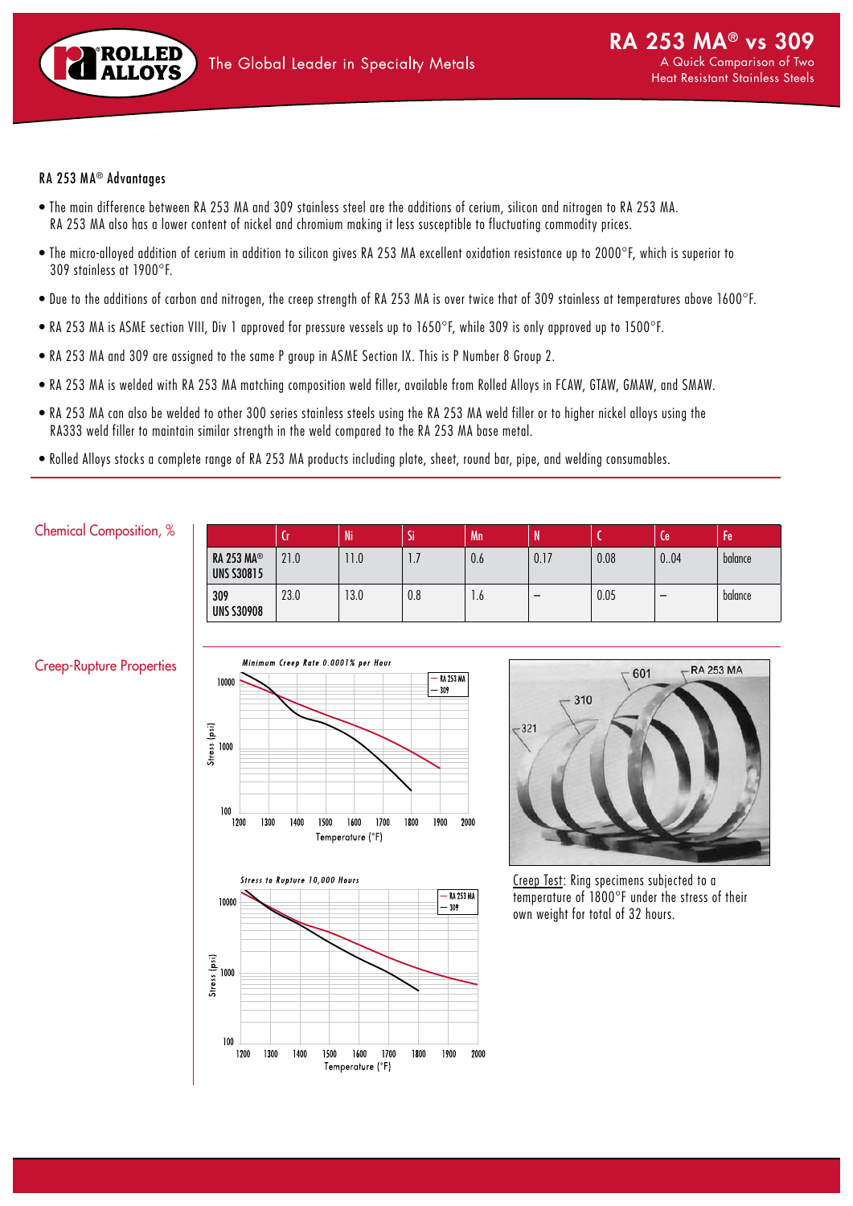# RA 253 MA® vs 309

A Quick Comparison of Two Heat Resistant Stainless Steels

## RA 253 MA® Advantages

- The main difference between RA 253 MA and 309 stainless steel are the additions of cerium, silicon and nitrogen to RA 253 MA. RA 253 MA also has a lower content of nickel and chromium making it less susceptible to fluctuating commodity prices.
- The micro-alloyed addition of cerium in addition to silicon gives RA 253 MA excellent oxidation resistance up to 2000°F, which is superior to 309 stainless at 1900°F.
- Due to the additions of carbon and nitrogen, the creep strength of RA 253 MA is over twice that of 309 stainless at temperatures above 1600°F.
- RA 253 MA is ASME section VIII, Div 1 approved for pressure vessels up to 1650°F, while 309 is only approved up to 1500°F.
- RA 253 MA and 309 are assigned to the same P group in ASME Section IX. This is P Number 8 Group 2.
- RA 253 MA is welded with RA 253 MA matching composition weld filler, available from Rolled Alloys in FCAW, GTAW, GMAW, and SMAW.
- RA 253 MA can also be welded to other 300 series stainless steels using the RA 253 MA weld filler or to higher nickel alloys using the RA333 weld filler to maintain similar strength in the weld compared to the RA 253 MA base metal.
- Rolled Alloys stocks a complete range of RA 253 MA products including plate, sheet, round bar, pipe, and welding consumables.

## Chemical Composition, %

| | Cr | Ni | Si | Mn | N | C | Ce | Fe |
|---|---|---|---|---|---|---|---|---|
| **RA 253 MA® UNS S30815** | 21.0 | 11.0 | 1.7 | 0.6 | 0.17 | 0.08 | 0..04 | balance |
| **309 UNS S30908** | 23.0 | 13.0 | 0.8 | 1.6 | – | 0.05 | – | balance |

## Creep-Rupture Properties

*Minimum Creep Rate 0.0001% per Hour*

*Stress to Rupture 10,000 Hours*

Creep Test: Ring specimens subjected to a temperature of 1800°F under the stress of their own weight for total of 32 hours.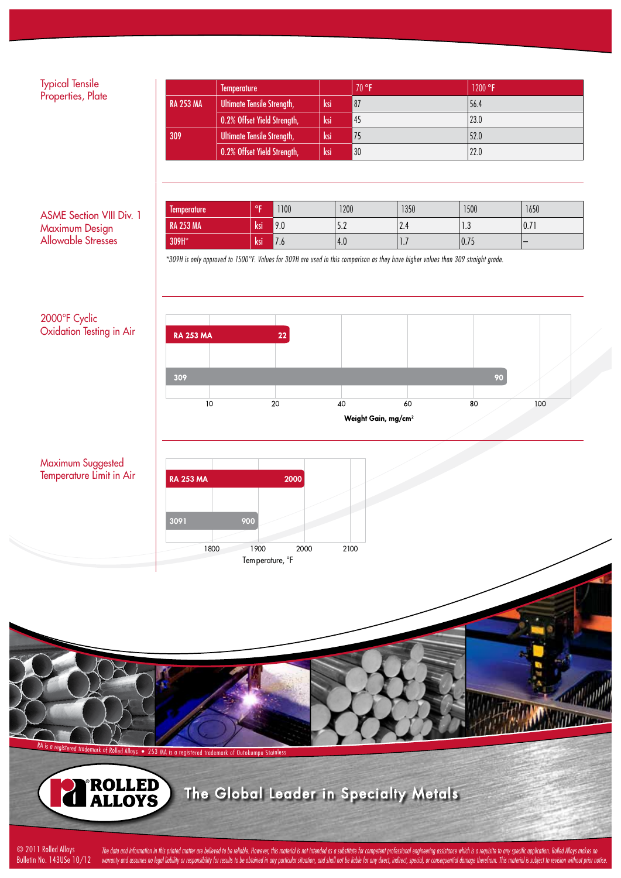## Typical Tensile Properties, Plate

| | Temperature | | 70 °F | 1200 °F |
|---|---|---|---|---|
| RA 253 MA | Ultimate Tensile Strength, | ksi | 87 | 56.4 |
| | 0.2% Offset Yield Strength, | ksi | 45 | 23.0 |
| 309 | Ultimate Tensile Strength, | ksi | 75 | 52.0 |
| | 0.2% Offset Yield Strength, | ksi | 30 | 22.0 |

## ASME Section VIII Div. 1 Maximum Design Allowable Stresses

| Temperature | °F | 1100 | 1200 | 1350 | 1500 | 1650 |
|---|---|---|---|---|---|---|
| RA 253 MA | ksi | 9.0 | 5.2 | 2.4 | 1.3 | 0.71 |
| 309H* | ksi | 7.6 | 4.0 | 1.7 | 0.75 | – |

*\*309H is only approved to 1500°F. Values for 309H are used in this comparison as they have higher values than 309 straight grade.*

## 2000°F Cyclic Oxidation Testing in Air

RA 253 MA 22

309 90

10 20 40 60 80 100

Weight Gain, mg/cm²

## Maximum Suggested Temperature Limit in Air

RA 253 MA 2000

3091 900

1800 1900 2000 2100

Temperature, °F

RA is a registered trademark of Rolled Alloys • 253 MA is a registered trademark of Outokumpu Stainless

ROLLED ALLOYS

The Global Leader in Specialty Metals

© 2011 Rolled Alloys
Bulletin No. 143USe 10/12

*The data and information in this printed matter are believed to be reliable. However, this material is not intended as a substitute for competent professional engineering assistance which is a requisite to any specific application. Rolled Alloys makes no warranty and assumes no legal liability or responsibility for results to be obtained in any particular situation, and shall not be liable for any direct, indirect, special, or consequential damage therefrom. This material is subject to revision without prior notice.*